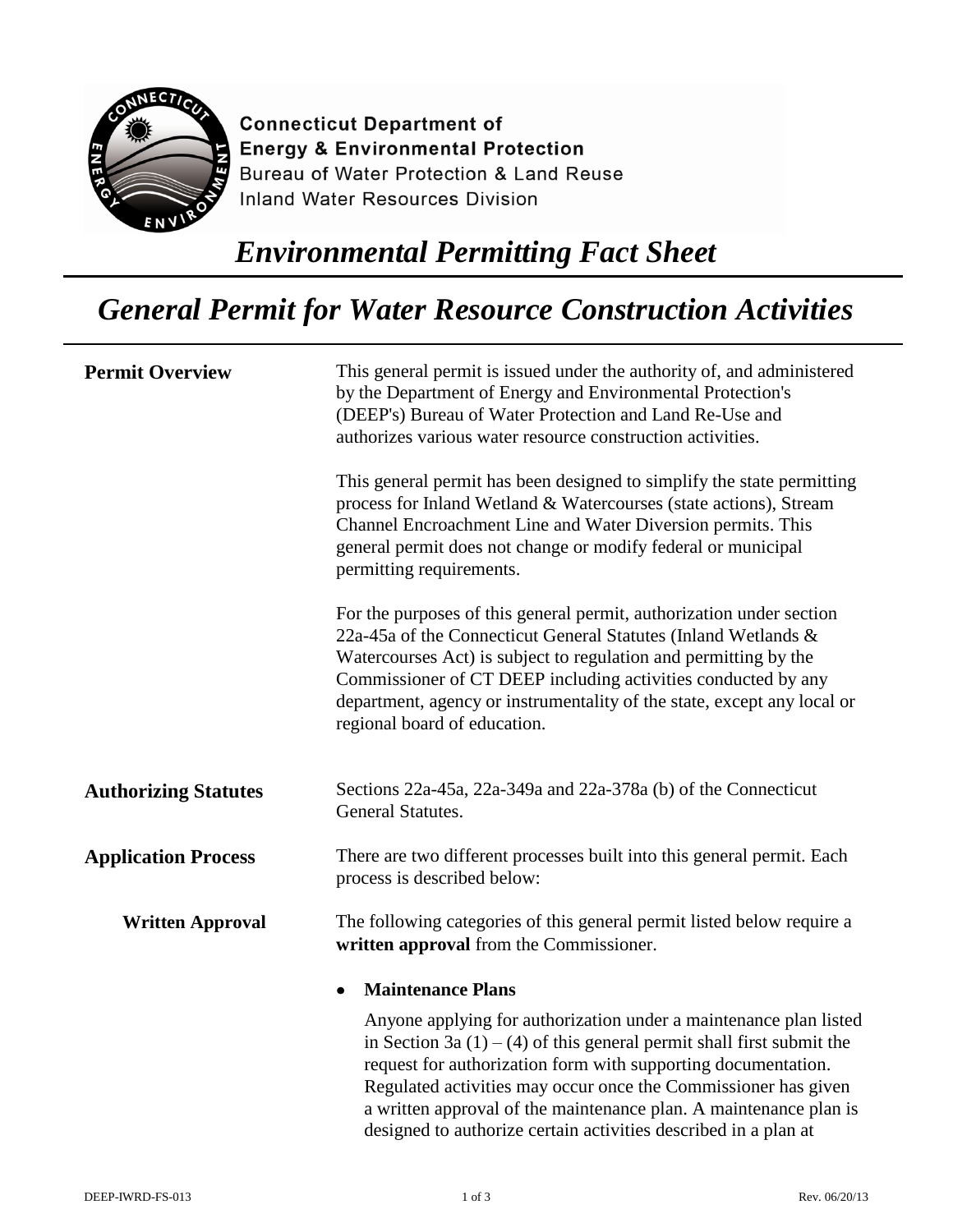Connecticut Department of
Energy & Environmental Protection
Bureau of Water Protection & Land Reuse
Inland Water Resources Division

# *Environmental Permitting Fact Sheet*

# *General Permit for Water Resource Construction Activities*

**Permit Overview**

This general permit is issued under the authority of, and administered by the Department of Energy and Environmental Protection's (DEEP's) Bureau of Water Protection and Land Re-Use and authorizes various water resource construction activities.

This general permit has been designed to simplify the state permitting process for Inland Wetland & Watercourses (state actions), Stream Channel Encroachment Line and Water Diversion permits. This general permit does not change or modify federal or municipal permitting requirements.

For the purposes of this general permit, authorization under section 22a-45a of the Connecticut General Statutes (Inland Wetlands & Watercourses Act) is subject to regulation and permitting by the Commissioner of CT DEEP including activities conducted by any department, agency or instrumentality of the state, except any local or regional board of education.

**Authorizing Statutes**

Sections 22a-45a, 22a-349a and 22a-378a (b) of the Connecticut General Statutes.

**Application Process**

There are two different processes built into this general permit. Each process is described below:

**Written Approval**

The following categories of this general permit listed below require a **written approval** from the Commissioner.

- **Maintenance Plans**

  Anyone applying for authorization under a maintenance plan listed in Section 3a (1) – (4) of this general permit shall first submit the request for authorization form with supporting documentation. Regulated activities may occur once the Commissioner has given a written approval of the maintenance plan. A maintenance plan is designed to authorize certain activities described in a plan at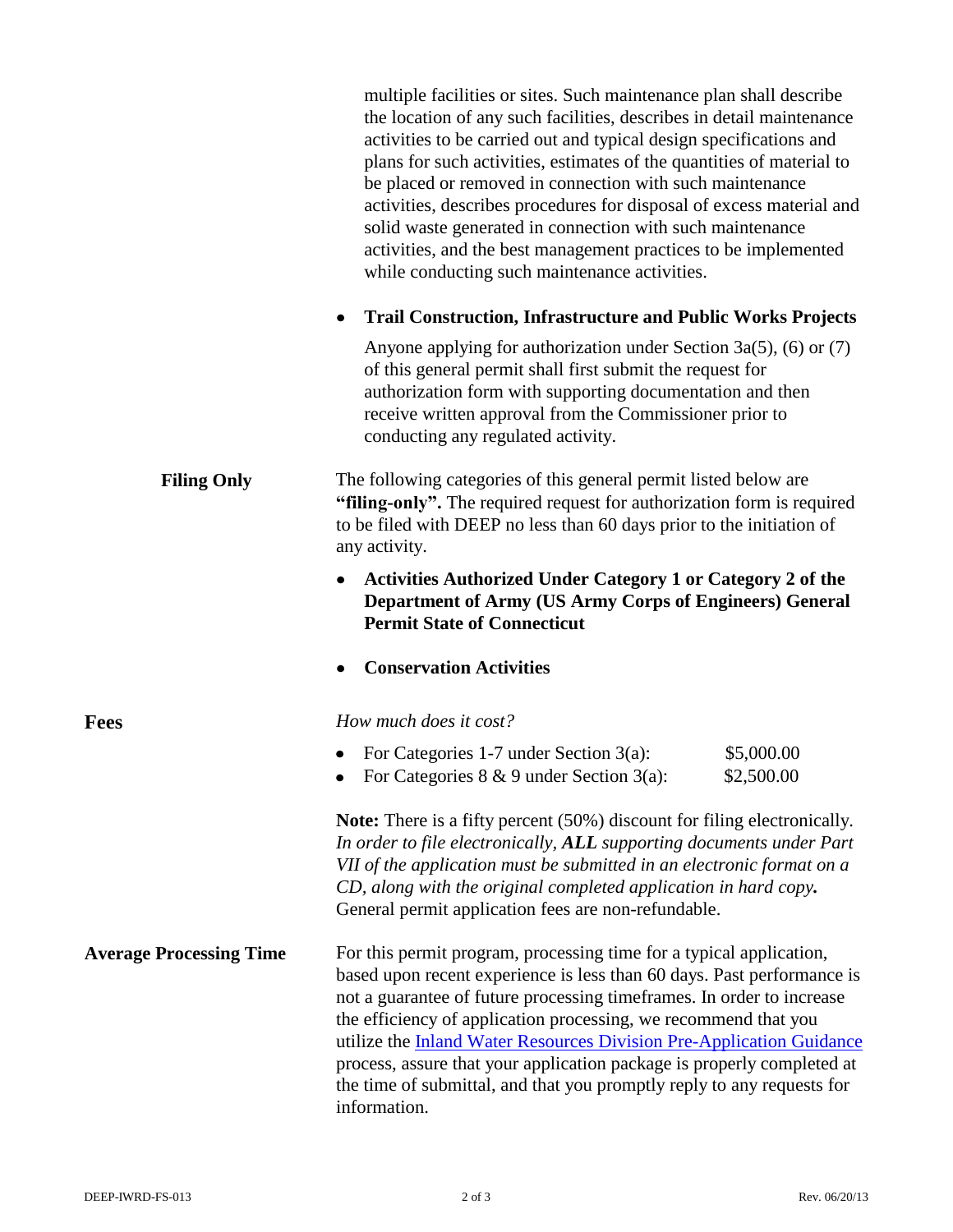multiple facilities or sites. Such maintenance plan shall describe the location of any such facilities, describes in detail maintenance activities to be carried out and typical design specifications and plans for such activities, estimates of the quantities of material to be placed or removed in connection with such maintenance activities, describes procedures for disposal of excess material and solid waste generated in connection with such maintenance activities, and the best management practices to be implemented while conducting such maintenance activities.

- **Trail Construction, Infrastructure and Public Works Projects**

  Anyone applying for authorization under Section 3a(5), (6) or (7) of this general permit shall first submit the request for authorization form with supporting documentation and then receive written approval from the Commissioner prior to conducting any regulated activity.

**Filing Only**

The following categories of this general permit listed below are **"filing-only".** The required request for authorization form is required to be filed with DEEP no less than 60 days prior to the initiation of any activity.

- **Activities Authorized Under Category 1 or Category 2 of the Department of Army (US Army Corps of Engineers) General Permit State of Connecticut**
- **Conservation Activities**

## Fees

*How much does it cost?*

- For Categories 1-7 under Section 3(a): $5,000.00
- For Categories 8 & 9 under Section 3(a): $2,500.00

**Note:** There is a fifty percent (50%) discount for filing electronically. *In order to file electronically, **ALL** supporting documents under Part VII of the application must be submitted in an electronic format on a CD, along with the original completed application in hard copy.* General permit application fees are non-refundable.

## Average Processing Time

For this permit program, processing time for a typical application, based upon recent experience is less than 60 days. Past performance is not a guarantee of future processing timeframes. In order to increase the efficiency of application processing, we recommend that you utilize the Inland Water Resources Division Pre-Application Guidance process, assure that your application package is properly completed at the time of submittal, and that you promptly reply to any requests for information.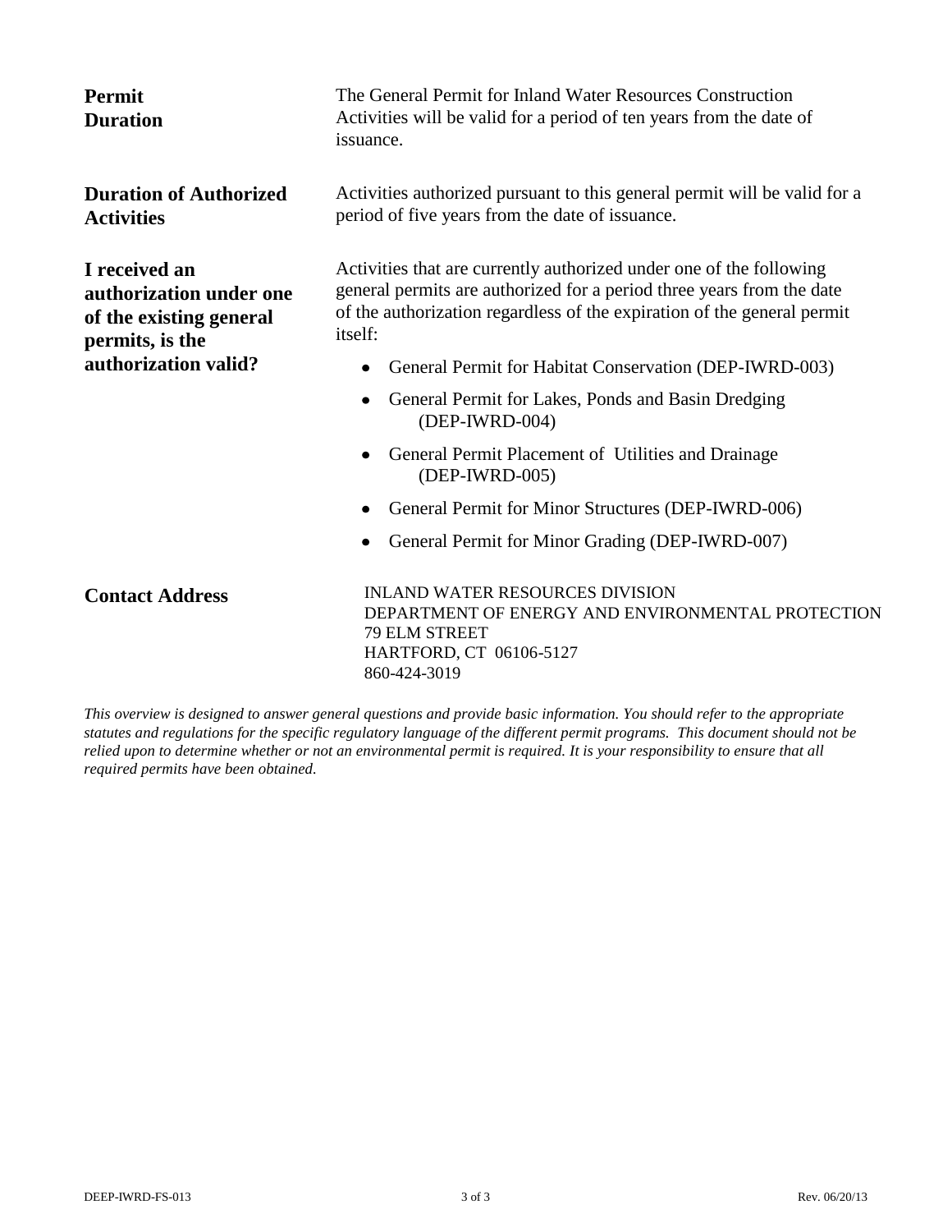**Permit Duration**

The General Permit for Inland Water Resources Construction Activities will be valid for a period of ten years from the date of issuance.

**Duration of Authorized Activities**

Activities authorized pursuant to this general permit will be valid for a period of five years from the date of issuance.

**I received an authorization under one of the existing general permits, is the authorization valid?**

Activities that are currently authorized under one of the following general permits are authorized for a period three years from the date of the authorization regardless of the expiration of the general permit itself:

- General Permit for Habitat Conservation (DEP-IWRD-003)
- General Permit for Lakes, Ponds and Basin Dredging (DEP-IWRD-004)
- General Permit Placement of Utilities and Drainage (DEP-IWRD-005)
- General Permit for Minor Structures (DEP-IWRD-006)
- General Permit for Minor Grading (DEP-IWRD-007)

**Contact Address**

INLAND WATER RESOURCES DIVISION
DEPARTMENT OF ENERGY AND ENVIRONMENTAL PROTECTION
79 ELM STREET
HARTFORD, CT 06106-5127
860-424-3019

*This overview is designed to answer general questions and provide basic information. You should refer to the appropriate statutes and regulations for the specific regulatory language of the different permit programs. This document should not be relied upon to determine whether or not an environmental permit is required. It is your responsibility to ensure that all required permits have been obtained.*